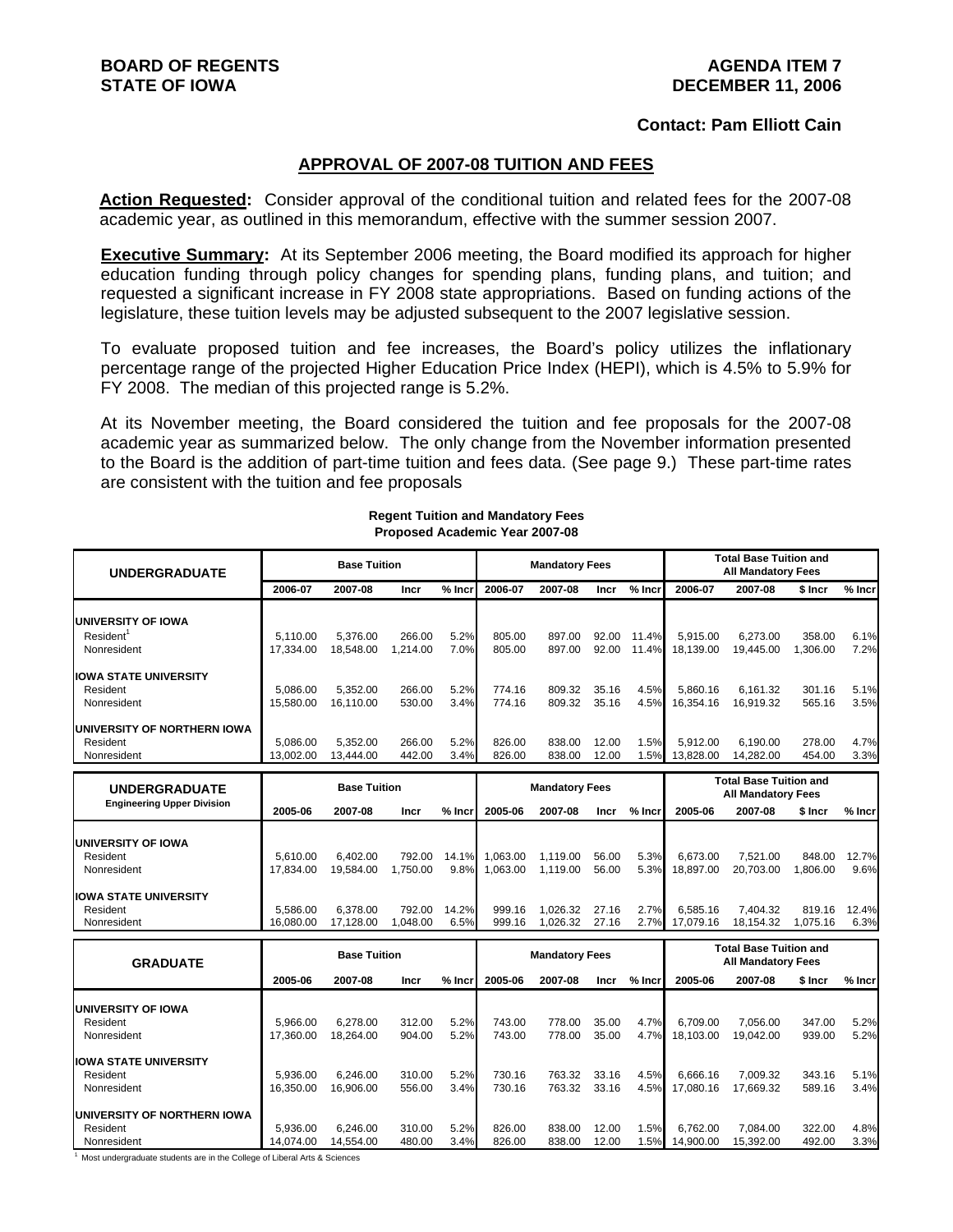**BOARD OF REGENTS**
**STATE OF IOWA**

**AGENDA ITEM 7**
**DECEMBER 11, 2006**

**Contact: Pam Elliott Cain**

## APPROVAL OF 2007-08 TUITION AND FEES

**Action Requested:** Consider approval of the conditional tuition and related fees for the 2007-08 academic year, as outlined in this memorandum, effective with the summer session 2007.

**Executive Summary:** At its September 2006 meeting, the Board modified its approach for higher education funding through policy changes for spending plans, funding plans, and tuition; and requested a significant increase in FY 2008 state appropriations. Based on funding actions of the legislature, these tuition levels may be adjusted subsequent to the 2007 legislative session.

To evaluate proposed tuition and fee increases, the Board's policy utilizes the inflationary percentage range of the projected Higher Education Price Index (HEPI), which is 4.5% to 5.9% for FY 2008. The median of this projected range is 5.2%.

At its November meeting, the Board considered the tuition and fee proposals for the 2007-08 academic year as summarized below. The only change from the November information presented to the Board is the addition of part-time tuition and fees data. (See page 9.) These part-time rates are consistent with the tuition and fee proposals

**Regent Tuition and Mandatory Fees**
**Proposed Academic Year 2007-08**

| UNDERGRADUATE | Base Tuition | | | | Mandatory Fees | | | | Total Base Tuition and All Mandatory Fees | | | |
|---|---|---|---|---|---|---|---|---|---|---|---|---|
| | 2006-07 | 2007-08 | Incr | % Incr | 2006-07 | 2007-08 | Incr | % Incr | 2006-07 | 2007-08 | $ Incr | % Incr |
| **UNIVERSITY OF IOWA** | | | | | | | | | | | | |
| Resident[1] | 5,110.00 | 5,376.00 | 266.00 | 5.2% | 805.00 | 897.00 | 92.00 | 11.4% | 5,915.00 | 6,273.00 | 358.00 | 6.1% |
| Nonresident | 17,334.00 | 18,548.00 | 1,214.00 | 7.0% | 805.00 | 897.00 | 92.00 | 11.4% | 18,139.00 | 19,445.00 | 1,306.00 | 7.2% |
| **IOWA STATE UNIVERSITY** | | | | | | | | | | | | |
| Resident | 5,086.00 | 5,352.00 | 266.00 | 5.2% | 774.16 | 809.32 | 35.16 | 4.5% | 5,860.16 | 6,161.32 | 301.16 | 5.1% |
| Nonresident | 15,580.00 | 16,110.00 | 530.00 | 3.4% | 774.16 | 809.32 | 35.16 | 4.5% | 16,354.16 | 16,919.32 | 565.16 | 3.5% |
| **UNIVERSITY OF NORTHERN IOWA** | | | | | | | | | | | | |
| Resident | 5,086.00 | 5,352.00 | 266.00 | 5.2% | 826.00 | 838.00 | 12.00 | 1.5% | 5,912.00 | 6,190.00 | 278.00 | 4.7% |
| Nonresident | 13,002.00 | 13,444.00 | 442.00 | 3.4% | 826.00 | 838.00 | 12.00 | 1.5% | 13,828.00 | 14,282.00 | 454.00 | 3.3% |

| UNDERGRADUATE Engineering Upper Division | Base Tuition | | | | Mandatory Fees | | | | Total Base Tuition and All Mandatory Fees | | | |
|---|---|---|---|---|---|---|---|---|---|---|---|---|
| | 2005-06 | 2007-08 | Incr | % Incr | 2005-06 | 2007-08 | Incr | % Incr | 2005-06 | 2007-08 | $ Incr | % Incr |
| **UNIVERSITY OF IOWA** | | | | | | | | | | | | |
| Resident | 5,610.00 | 6,402.00 | 792.00 | 14.1% | 1,063.00 | 1,119.00 | 56.00 | 5.3% | 6,673.00 | 7,521.00 | 848.00 | 12.7% |
| Nonresident | 17,834.00 | 19,584.00 | 1,750.00 | 9.8% | 1,063.00 | 1,119.00 | 56.00 | 5.3% | 18,897.00 | 20,703.00 | 1,806.00 | 9.6% |
| **IOWA STATE UNIVERSITY** | | | | | | | | | | | | |
| Resident | 5,586.00 | 6,378.00 | 792.00 | 14.2% | 999.16 | 1,026.32 | 27.16 | 2.7% | 6,585.16 | 7,404.32 | 819.16 | 12.4% |
| Nonresident | 16,080.00 | 17,128.00 | 1,048.00 | 6.5% | 999.16 | 1,026.32 | 27.16 | 2.7% | 17,079.16 | 18,154.32 | 1,075.16 | 6.3% |

| GRADUATE | Base Tuition | | | | Mandatory Fees | | | | Total Base Tuition and All Mandatory Fees | | | |
|---|---|---|---|---|---|---|---|---|---|---|---|---|
| | 2005-06 | 2007-08 | Incr | % Incr | 2005-06 | 2007-08 | Incr | % Incr | 2005-06 | 2007-08 | $ Incr | % Incr |
| **UNIVERSITY OF IOWA** | | | | | | | | | | | | |
| Resident | 5,966.00 | 6,278.00 | 312.00 | 5.2% | 743.00 | 778.00 | 35.00 | 4.7% | 6,709.00 | 7,056.00 | 347.00 | 5.2% |
| Nonresident | 17,360.00 | 18,264.00 | 904.00 | 5.2% | 743.00 | 778.00 | 35.00 | 4.7% | 18,103.00 | 19,042.00 | 939.00 | 5.2% |
| **IOWA STATE UNIVERSITY** | | | | | | | | | | | | |
| Resident | 5,936.00 | 6,246.00 | 310.00 | 5.2% | 730.16 | 763.32 | 33.16 | 4.5% | 6,666.16 | 7,009.32 | 343.16 | 5.1% |
| Nonresident | 16,350.00 | 16,906.00 | 556.00 | 3.4% | 730.16 | 763.32 | 33.16 | 4.5% | 17,080.16 | 17,669.32 | 589.16 | 3.4% |
| **UNIVERSITY OF NORTHERN IOWA** | | | | | | | | | | | | |
| Resident | 5,936.00 | 6,246.00 | 310.00 | 5.2% | 826.00 | 838.00 | 12.00 | 1.5% | 6,762.00 | 7,084.00 | 322.00 | 4.8% |
| Nonresident | 14,074.00 | 14,554.00 | 480.00 | 3.4% | 826.00 | 838.00 | 12.00 | 1.5% | 14,900.00 | 15,392.00 | 492.00 | 3.3% |

[1] Most undergraduate students are in the College of Liberal Arts & Sciences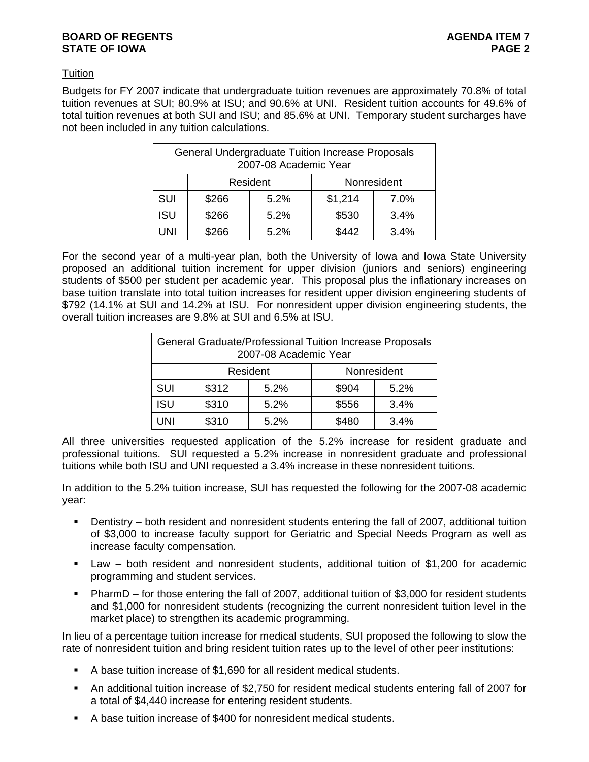Tuition

Budgets for FY 2007 indicate that undergraduate tuition revenues are approximately 70.8% of total tuition revenues at SUI; 80.9% at ISU; and 90.6% at UNI. Resident tuition accounts for 49.6% of total tuition revenues at both SUI and ISU; and 85.6% at UNI. Temporary student surcharges have not been included in any tuition calculations.

| General Undergraduate Tuition Increase Proposals 2007-08 Academic Year | | | | |
|---|---|---|---|---|
| | Resident | | Nonresident | |
| SUI | $266 | 5.2% | $1,214 | 7.0% |
| ISU | $266 | 5.2% | $530 | 3.4% |
| UNI | $266 | 5.2% | $442 | 3.4% |

For the second year of a multi-year plan, both the University of Iowa and Iowa State University proposed an additional tuition increment for upper division (juniors and seniors) engineering students of $500 per student per academic year. This proposal plus the inflationary increases on base tuition translate into total tuition increases for resident upper division engineering students of $792 (14.1% at SUI and 14.2% at ISU. For nonresident upper division engineering students, the overall tuition increases are 9.8% at SUI and 6.5% at ISU.

| General Graduate/Professional Tuition Increase Proposals 2007-08 Academic Year | | | | |
|---|---|---|---|---|
| | Resident | | Nonresident | |
| SUI | $312 | 5.2% | $904 | 5.2% |
| ISU | $310 | 5.2% | $556 | 3.4% |
| UNI | $310 | 5.2% | $480 | 3.4% |

All three universities requested application of the 5.2% increase for resident graduate and professional tuitions. SUI requested a 5.2% increase in nonresident graduate and professional tuitions while both ISU and UNI requested a 3.4% increase in these nonresident tuitions.

In addition to the 5.2% tuition increase, SUI has requested the following for the 2007-08 academic year:

- Dentistry – both resident and nonresident students entering the fall of 2007, additional tuition of $3,000 to increase faculty support for Geriatric and Special Needs Program as well as increase faculty compensation.
- Law – both resident and nonresident students, additional tuition of $1,200 for academic programming and student services.
- PharmD – for those entering the fall of 2007, additional tuition of $3,000 for resident students and $1,000 for nonresident students (recognizing the current nonresident tuition level in the market place) to strengthen its academic programming.

In lieu of a percentage tuition increase for medical students, SUI proposed the following to slow the rate of nonresident tuition and bring resident tuition rates up to the level of other peer institutions:

- A base tuition increase of $1,690 for all resident medical students.
- An additional tuition increase of $2,750 for resident medical students entering fall of 2007 for a total of $4,440 increase for entering resident students.
- A base tuition increase of $400 for nonresident medical students.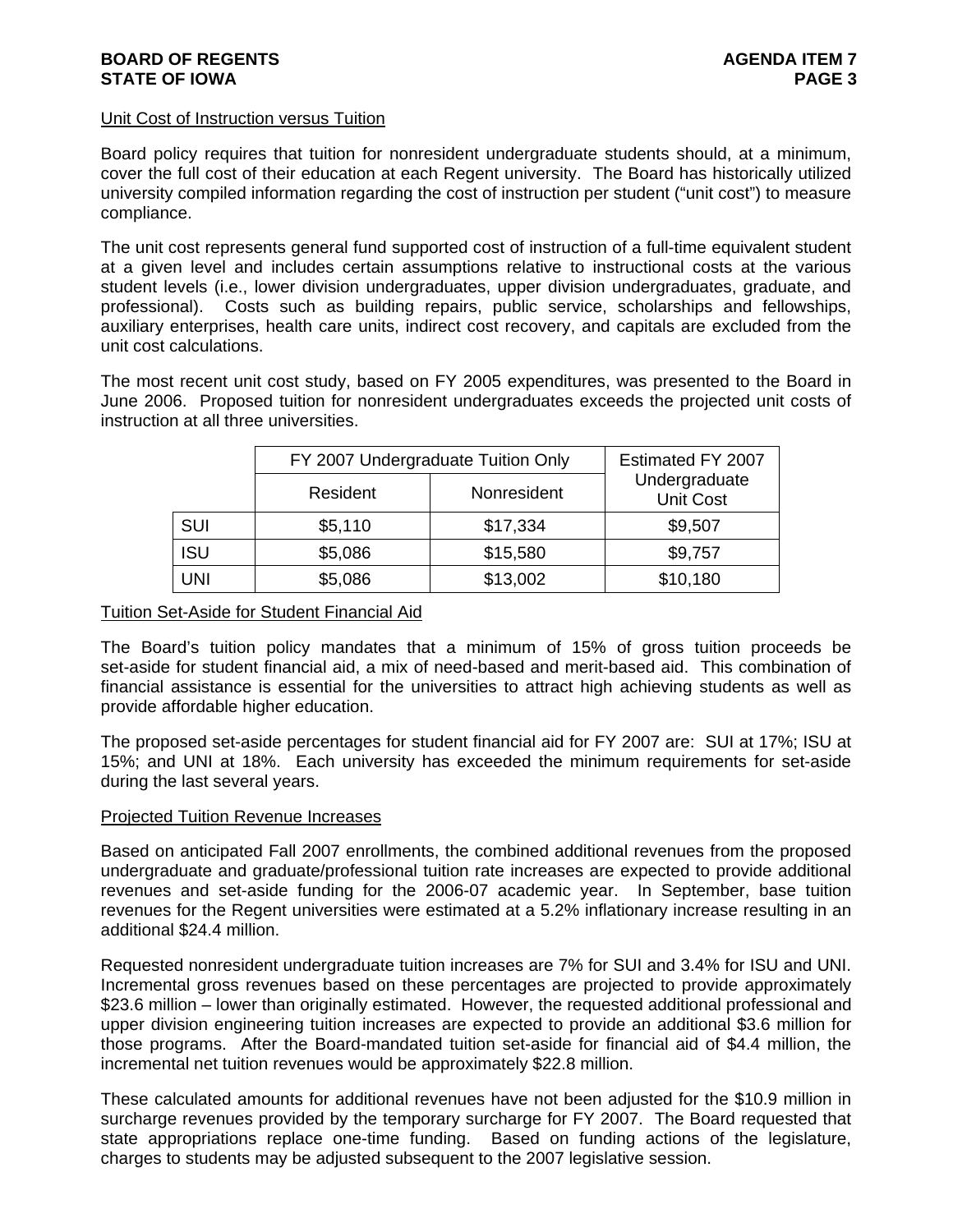## Unit Cost of Instruction versus Tuition

Board policy requires that tuition for nonresident undergraduate students should, at a minimum, cover the full cost of their education at each Regent university. The Board has historically utilized university compiled information regarding the cost of instruction per student ("unit cost") to measure compliance.

The unit cost represents general fund supported cost of instruction of a full-time equivalent student at a given level and includes certain assumptions relative to instructional costs at the various student levels (i.e., lower division undergraduates, upper division undergraduates, graduate, and professional). Costs such as building repairs, public service, scholarships and fellowships, auxiliary enterprises, health care units, indirect cost recovery, and capitals are excluded from the unit cost calculations.

The most recent unit cost study, based on FY 2005 expenditures, was presented to the Board in June 2006. Proposed tuition for nonresident undergraduates exceeds the projected unit costs of instruction at all three universities.

| | FY 2007 Undergraduate Tuition Only | | Estimated FY 2007 Undergraduate Unit Cost |
|---|---|---|---|
| | Resident | Nonresident | |
| SUI | $5,110 | $17,334 | $9,507 |
| ISU | $5,086 | $15,580 | $9,757 |
| UNI | $5,086 | $13,002 | $10,180 |

## Tuition Set-Aside for Student Financial Aid

The Board's tuition policy mandates that a minimum of 15% of gross tuition proceeds be set-aside for student financial aid, a mix of need-based and merit-based aid. This combination of financial assistance is essential for the universities to attract high achieving students as well as provide affordable higher education.

The proposed set-aside percentages for student financial aid for FY 2007 are: SUI at 17%; ISU at 15%; and UNI at 18%. Each university has exceeded the minimum requirements for set-aside during the last several years.

## Projected Tuition Revenue Increases

Based on anticipated Fall 2007 enrollments, the combined additional revenues from the proposed undergraduate and graduate/professional tuition rate increases are expected to provide additional revenues and set-aside funding for the 2006-07 academic year. In September, base tuition revenues for the Regent universities were estimated at a 5.2% inflationary increase resulting in an additional $24.4 million.

Requested nonresident undergraduate tuition increases are 7% for SUI and 3.4% for ISU and UNI. Incremental gross revenues based on these percentages are projected to provide approximately $23.6 million – lower than originally estimated. However, the requested additional professional and upper division engineering tuition increases are expected to provide an additional $3.6 million for those programs. After the Board-mandated tuition set-aside for financial aid of $4.4 million, the incremental net tuition revenues would be approximately $22.8 million.

These calculated amounts for additional revenues have not been adjusted for the $10.9 million in surcharge revenues provided by the temporary surcharge for FY 2007. The Board requested that state appropriations replace one-time funding. Based on funding actions of the legislature, charges to students may be adjusted subsequent to the 2007 legislative session.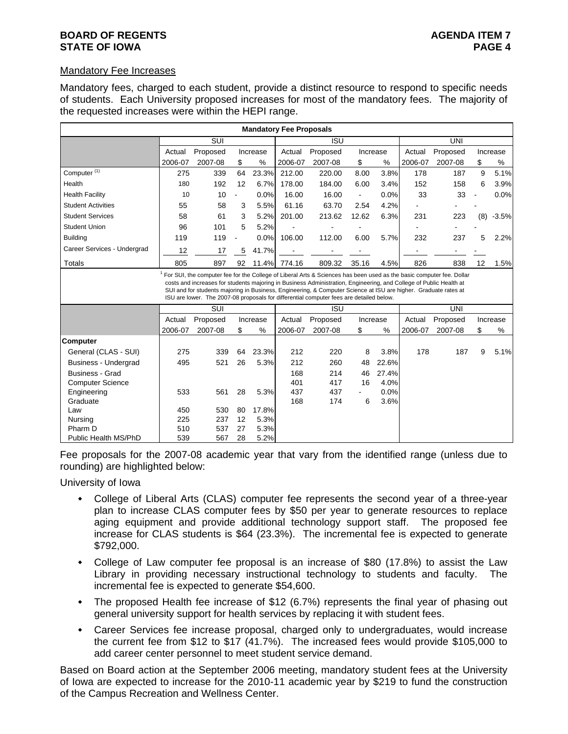## Mandatory Fee Increases

Mandatory fees, charged to each student, provide a distinct resource to respond to specific needs of students. Each University proposed increases for most of the mandatory fees. The majority of the requested increases were within the HEPI range.

**Mandatory Fee Proposals**

| | SUI | | | | ISU | | | | UNI | | | |
|---|---|---|---|---|---|---|---|---|---|---|---|---|
| | Actual | Proposed | Increase | | Actual | Proposed | Increase | | Actual | Proposed | Increase | |
| | 2006-07 | 2007-08 | $ | % | 2006-07 | 2007-08 | $ | % | 2006-07 | 2007-08 | $ | % |
| Computer [(1)] | 275 | 339 | 64 | 23.3% | 212.00 | 220.00 | 8.00 | 3.8% | 178 | 187 | 9 | 5.1% |
| Health | 180 | 192 | 12 | 6.7% | 178.00 | 184.00 | 6.00 | 3.4% | 152 | 158 | 6 | 3.9% |
| Health Facility | 10 | 10 | - | 0.0% | 16.00 | 16.00 | - | 0.0% | 33 | 33 | - | 0.0% |
| Student Activities | 55 | 58 | 3 | 5.5% | 61.16 | 63.70 | 2.54 | 4.2% | - | - | - | |
| Student Services | 58 | 61 | 3 | 5.2% | 201.00 | 213.62 | 12.62 | 6.3% | 231 | 223 | (8) | -3.5% |
| Student Union | 96 | 101 | 5 | 5.2% | - | - | - | | - | - | - | |
| Building | 119 | 119 | - | 0.0% | 106.00 | 112.00 | 6.00 | 5.7% | 232 | 237 | 5 | 2.2% |
| Career Services - Undergrad | 12 | 17 | 5 | 41.7% | - | - | - | | - | - | - | |
| Totals | 805 | 897 | 92 | 11.4% | 774.16 | 809.32 | 35.16 | 4.5% | 826 | 838 | 12 | 1.5% |

[1] For SUI, the computer fee for the College of Liberal Arts & Sciences has been used as the basic computer fee. Dollar costs and increases for students majoring in Business Administration, Engineering, and College of Public Health at SUI and for students majoring in Business, Engineering, & Computer Science at ISU are higher. Graduate rates at ISU are lower. The 2007-08 proposals for differential computer fees are detailed below.

| | SUI | | | | ISU | | | | UNI | | | |
|---|---|---|---|---|---|---|---|---|---|---|---|---|
| | Actual | Proposed | Increase | | Actual | Proposed | Increase | | Actual | Proposed | Increase | |
| | 2006-07 | 2007-08 | $ | % | 2006-07 | 2007-08 | $ | % | 2006-07 | 2007-08 | $ | % |
| **Computer** | | | | | | | | | | | | |
| General (CLAS - SUI) | 275 | 339 | 64 | 23.3% | 212 | 220 | 8 | 3.8% | 178 | 187 | 9 | 5.1% |
| Business - Undergrad | 495 | 521 | 26 | 5.3% | 212 | 260 | 48 | 22.6% | | | | |
| Business - Grad | | | | | 168 | 214 | 46 | 27.4% | | | | |
| Computer Science | | | | | 401 | 417 | 16 | 4.0% | | | | |
| Engineering | 533 | 561 | 28 | 5.3% | 437 | 437 | - | 0.0% | | | | |
| Graduate | | | | | 168 | 174 | 6 | 3.6% | | | | |
| Law | 450 | 530 | 80 | 17.8% | | | | | | | | |
| Nursing | 225 | 237 | 12 | 5.3% | | | | | | | | |
| Pharm D | 510 | 537 | 27 | 5.3% | | | | | | | | |
| Public Health MS/PhD | 539 | 567 | 28 | 5.2% | | | | | | | | |

Fee proposals for the 2007-08 academic year that vary from the identified range (unless due to rounding) are highlighted below:

University of Iowa

- College of Liberal Arts (CLAS) computer fee represents the second year of a three-year plan to increase CLAS computer fees by $50 per year to generate resources to replace aging equipment and provide additional technology support staff. The proposed fee increase for CLAS students is $64 (23.3%). The incremental fee is expected to generate $792,000.
- College of Law computer fee proposal is an increase of $80 (17.8%) to assist the Law Library in providing necessary instructional technology to students and faculty. The incremental fee is expected to generate $54,600.
- The proposed Health fee increase of $12 (6.7%) represents the final year of phasing out general university support for health services by replacing it with student fees.
- Career Services fee increase proposal, charged only to undergraduates, would increase the current fee from $12 to $17 (41.7%). The increased fees would provide $105,000 to add career center personnel to meet student service demand.

Based on Board action at the September 2006 meeting, mandatory student fees at the University of Iowa are expected to increase for the 2010-11 academic year by $219 to fund the construction of the Campus Recreation and Wellness Center.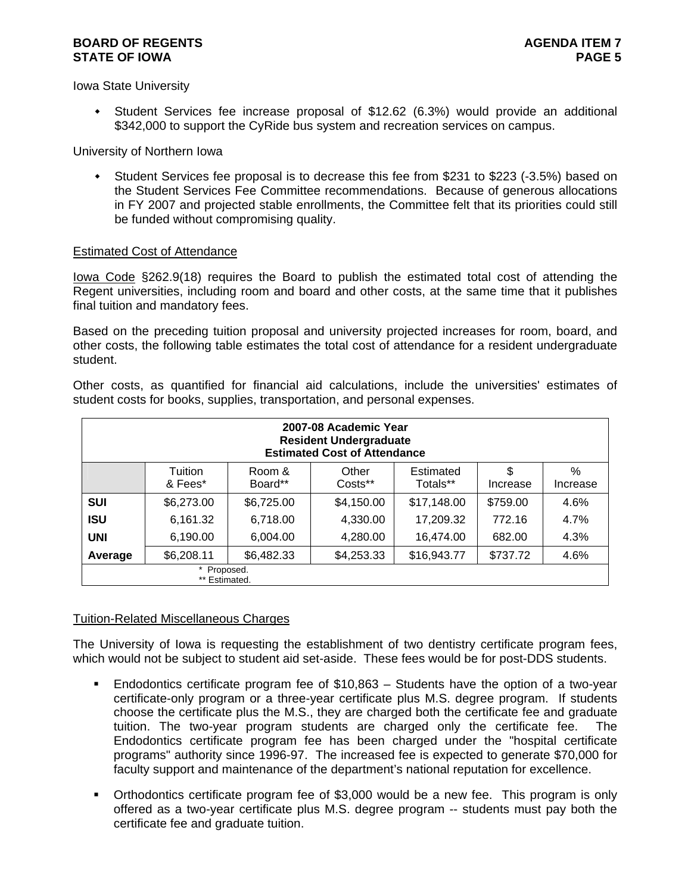Iowa State University

- Student Services fee increase proposal of $12.62 (6.3%) would provide an additional $342,000 to support the CyRide bus system and recreation services on campus.

University of Northern Iowa

- Student Services fee proposal is to decrease this fee from $231 to $223 (-3.5%) based on the Student Services Fee Committee recommendations. Because of generous allocations in FY 2007 and projected stable enrollments, the Committee felt that its priorities could still be funded without compromising quality.

## Estimated Cost of Attendance

Iowa Code §262.9(18) requires the Board to publish the estimated total cost of attending the Regent universities, including room and board and other costs, at the same time that it publishes final tuition and mandatory fees.

Based on the preceding tuition proposal and university projected increases for room, board, and other costs, the following table estimates the total cost of attendance for a resident undergraduate student.

Other costs, as quantified for financial aid calculations, include the universities' estimates of student costs for books, supplies, transportation, and personal expenses.

**2007-08 Academic Year**
**Resident Undergraduate**
**Estimated Cost of Attendance**

| | Tuition & Fees* | Room & Board** | Other Costs** | Estimated Totals** | $ Increase | % Increase |
|---|---|---|---|---|---|---|
| **SUI** | $6,273.00 | $6,725.00 | $4,150.00 | $17,148.00 | $759.00 | 4.6% |
| **ISU** | 6,161.32 | 6,718.00 | 4,330.00 | 17,209.32 | 772.16 | 4.7% |
| **UNI** | 6,190.00 | 6,004.00 | 4,280.00 | 16,474.00 | 682.00 | 4.3% |
| **Average** | $6,208.11 | $6,482.33 | $4,253.33 | $16,943.77 | $737.72 | 4.6% |

\* Proposed.
\** Estimated.

## Tuition-Related Miscellaneous Charges

The University of Iowa is requesting the establishment of two dentistry certificate program fees, which would not be subject to student aid set-aside. These fees would be for post-DDS students.

- Endodontics certificate program fee of $10,863 – Students have the option of a two-year certificate-only program or a three-year certificate plus M.S. degree program. If students choose the certificate plus the M.S., they are charged both the certificate fee and graduate tuition. The two-year program students are charged only the certificate fee. The Endodontics certificate program fee has been charged under the "hospital certificate programs" authority since 1996-97. The increased fee is expected to generate $70,000 for faculty support and maintenance of the department's national reputation for excellence.

- Orthodontics certificate program fee of $3,000 would be a new fee. This program is only offered as a two-year certificate plus M.S. degree program -- students must pay both the certificate fee and graduate tuition.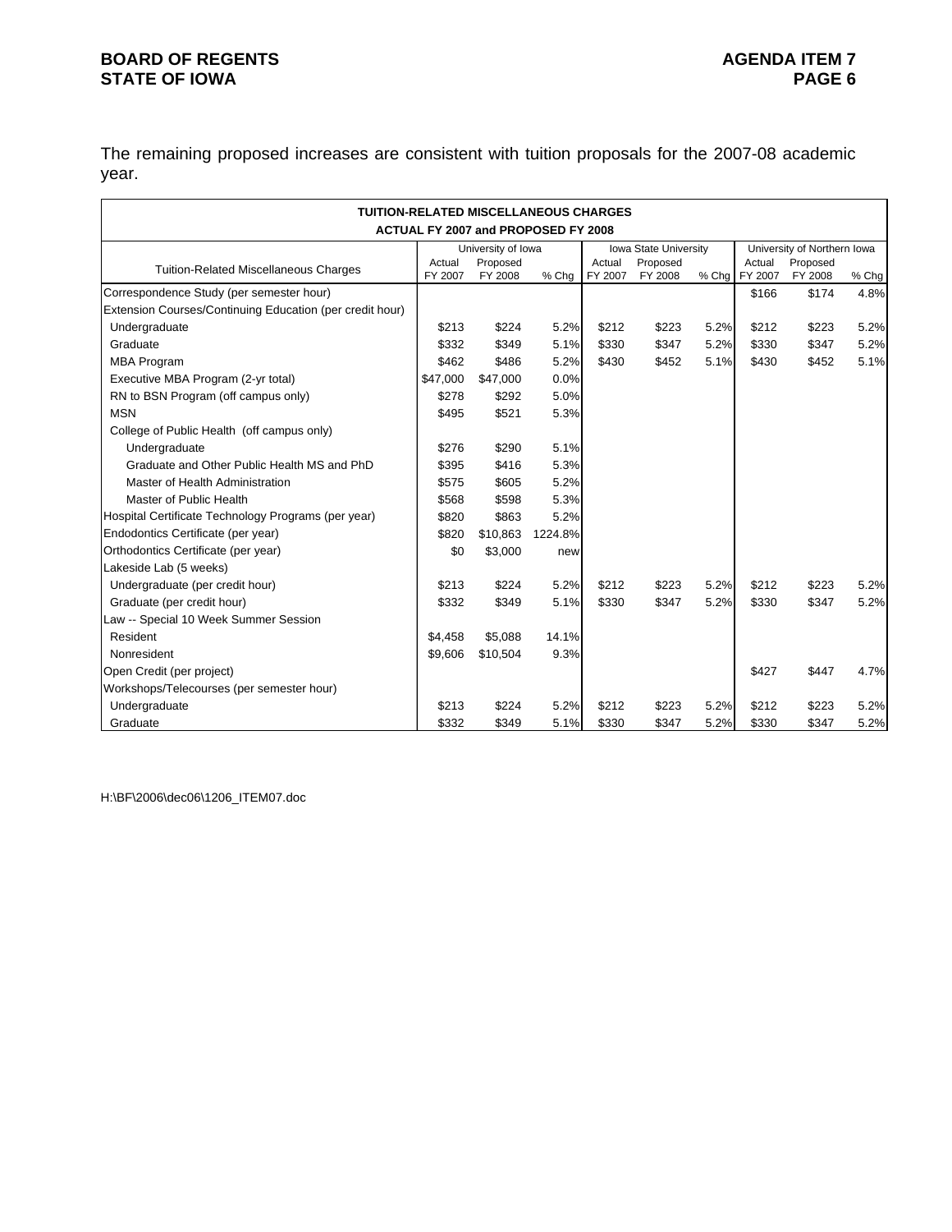The remaining proposed increases are consistent with tuition proposals for the 2007-08 academic year.

| TUITION-RELATED MISCELLANEOUS CHARGES<br>ACTUAL FY 2007 and PROPOSED FY 2008 | | | | | | | | | |
|---|---|---|---|---|---|---|---|---|---|
| | University of Iowa | | | Iowa State University | | | University of Northern Iowa | | |
| Tuition-Related Miscellaneous Charges | Actual FY 2007 | Proposed FY 2008 | % Chg | Actual FY 2007 | Proposed FY 2008 | % Chg | Actual FY 2007 | Proposed FY 2008 | % Chg |
| Correspondence Study (per semester hour) | | | | | | | $166 | $174 | 4.8% |
| Extension Courses/Continuing Education (per credit hour) | | | | | | | | | |
| Undergraduate | $213 | $224 | 5.2% | $212 | $223 | 5.2% | $212 | $223 | 5.2% |
| Graduate | $332 | $349 | 5.1% | $330 | $347 | 5.2% | $330 | $347 | 5.2% |
| MBA Program | $462 | $486 | 5.2% | $430 | $452 | 5.1% | $430 | $452 | 5.1% |
| Executive MBA Program (2-yr total) | $47,000 | $47,000 | 0.0% | | | | | | |
| RN to BSN Program (off campus only) | $278 | $292 | 5.0% | | | | | | |
| MSN | $495 | $521 | 5.3% | | | | | | |
| College of Public Health (off campus only) | | | | | | | | | |
| Undergraduate | $276 | $290 | 5.1% | | | | | | |
| Graduate and Other Public Health MS and PhD | $395 | $416 | 5.3% | | | | | | |
| Master of Health Administration | $575 | $605 | 5.2% | | | | | | |
| Master of Public Health | $568 | $598 | 5.3% | | | | | | |
| Hospital Certificate Technology Programs (per year) | $820 | $863 | 5.2% | | | | | | |
| Endodontics Certificate (per year) | $820 | $10,863 | 1224.8% | | | | | | |
| Orthodontics Certificate (per year) | $0 | $3,000 | new | | | | | | |
| Lakeside Lab (5 weeks) | | | | | | | | | |
| Undergraduate (per credit hour) | $213 | $224 | 5.2% | $212 | $223 | 5.2% | $212 | $223 | 5.2% |
| Graduate (per credit hour) | $332 | $349 | 5.1% | $330 | $347 | 5.2% | $330 | $347 | 5.2% |
| Law -- Special 10 Week Summer Session | | | | | | | | | |
| Resident | $4,458 | $5,088 | 14.1% | | | | | | |
| Nonresident | $9,606 | $10,504 | 9.3% | | | | | | |
| Open Credit (per project) | | | | | | | $427 | $447 | 4.7% |
| Workshops/Telecourses (per semester hour) | | | | | | | | | |
| Undergraduate | $213 | $224 | 5.2% | $212 | $223 | 5.2% | $212 | $223 | 5.2% |
| Graduate | $332 | $349 | 5.1% | $330 | $347 | 5.2% | $330 | $347 | 5.2% |

H:\BF\2006\dec06\1206_ITEM07.doc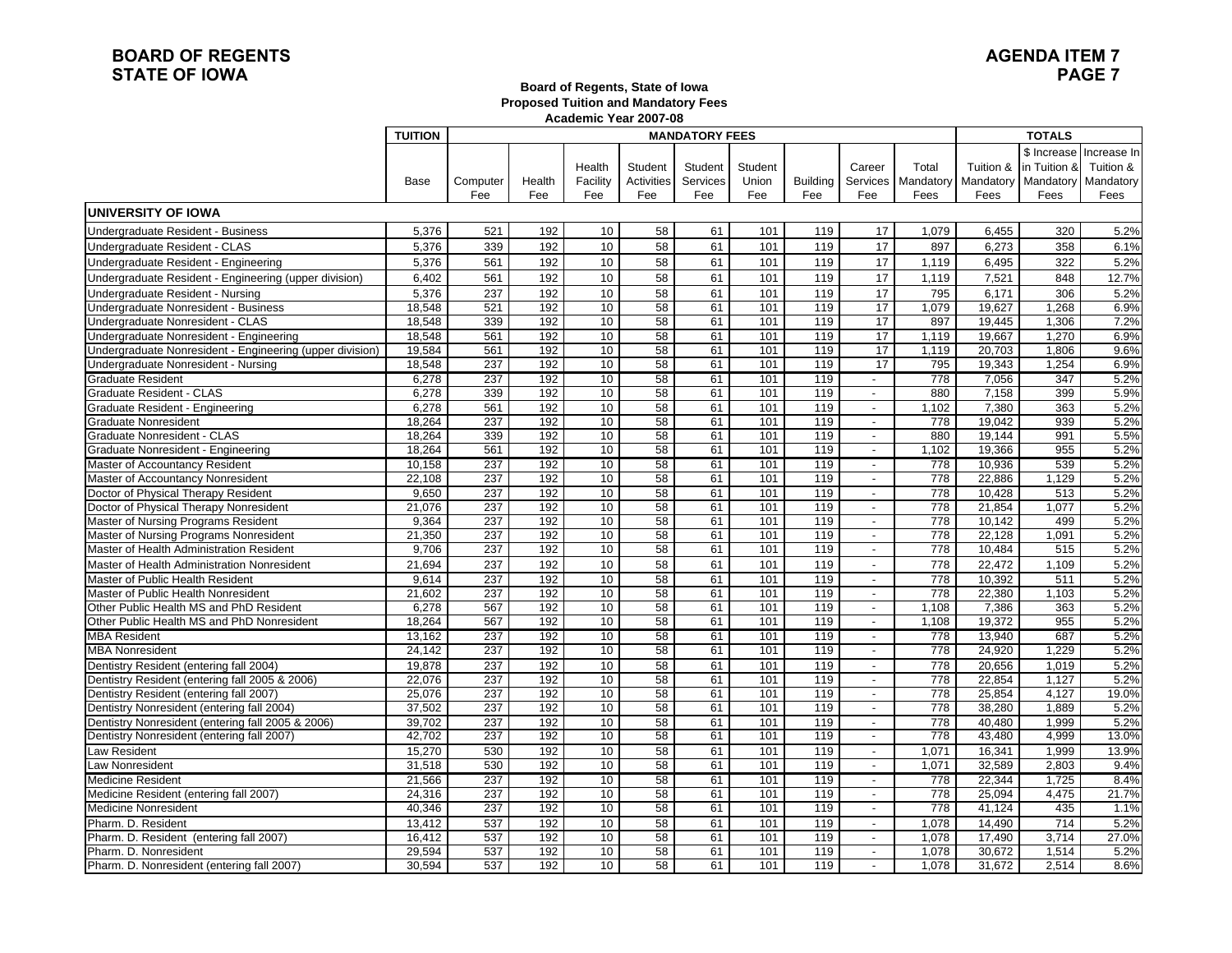**BOARD OF REGENTS**
**STATE OF IOWA**

**AGENDA ITEM 7**

**Board of Regents, State of Iowa**
**Proposed Tuition and Mandatory Fees**
**Academic Year 2007-08**

| | TUITION | MANDATORY FEES | | | | | | | | | TOTALS | | |
|---|---|---|---|---|---|---|---|---|---|---|---|---|---|
| | Base | Computer Fee | Health Fee | Health Facility Fee | Student Activities Fee | Student Services Fee | Student Union Fee | Building Fee | Career Services Fee | Total Mandatory Fees | Tuition & Mandatory Fees | $ Increase in Tuition & Mandatory Fees | Increase In Tuition & Mandatory Fees |
| **UNIVERSITY OF IOWA** | | | | | | | | | | | | | |
| Undergraduate Resident - Business | 5,376 | 521 | 192 | 10 | 58 | 61 | 101 | 119 | 17 | 1,079 | 6,455 | 320 | 5.2% |
| Undergraduate Resident - CLAS | 5,376 | 339 | 192 | 10 | 58 | 61 | 101 | 119 | 17 | 897 | 6,273 | 358 | 6.1% |
| Undergraduate Resident - Engineering | 5,376 | 561 | 192 | 10 | 58 | 61 | 101 | 119 | 17 | 1,119 | 6,495 | 322 | 5.2% |
| Undergraduate Resident - Engineering (upper division) | 6,402 | 561 | 192 | 10 | 58 | 61 | 101 | 119 | 17 | 1,119 | 7,521 | 848 | 12.7% |
| Undergraduate Resident - Nursing | 5,376 | 237 | 192 | 10 | 58 | 61 | 101 | 119 | 17 | 795 | 6,171 | 306 | 5.2% |
| Undergraduate Nonresident - Business | 18,548 | 521 | 192 | 10 | 58 | 61 | 101 | 119 | 17 | 1,079 | 19,627 | 1,268 | 6.9% |
| Undergraduate Nonresident - CLAS | 18,548 | 339 | 192 | 10 | 58 | 61 | 101 | 119 | 17 | 897 | 19,445 | 1,306 | 7.2% |
| Undergraduate Nonresident - Engineering | 18,548 | 561 | 192 | 10 | 58 | 61 | 101 | 119 | 17 | 1,119 | 19,667 | 1,270 | 6.9% |
| Undergraduate Nonresident - Engineering (upper division) | 19,584 | 561 | 192 | 10 | 58 | 61 | 101 | 119 | 17 | 1,119 | 20,703 | 1,806 | 9.6% |
| Undergraduate Nonresident - Nursing | 18,548 | 237 | 192 | 10 | 58 | 61 | 101 | 119 | 17 | 795 | 19,343 | 1,254 | 6.9% |
| Graduate Resident | 6,278 | 237 | 192 | 10 | 58 | 61 | 101 | 119 | - | 778 | 7,056 | 347 | 5.2% |
| Graduate Resident - CLAS | 6,278 | 339 | 192 | 10 | 58 | 61 | 101 | 119 | - | 880 | 7,158 | 399 | 5.9% |
| Graduate Resident - Engineering | 6,278 | 561 | 192 | 10 | 58 | 61 | 101 | 119 | - | 1,102 | 7,380 | 363 | 5.2% |
| Graduate Nonresident | 18,264 | 237 | 192 | 10 | 58 | 61 | 101 | 119 | - | 778 | 19,042 | 939 | 5.2% |
| Graduate Nonresident - CLAS | 18,264 | 339 | 192 | 10 | 58 | 61 | 101 | 119 | - | 880 | 19,144 | 991 | 5.5% |
| Graduate Nonresident - Engineering | 18,264 | 561 | 192 | 10 | 58 | 61 | 101 | 119 | - | 1,102 | 19,366 | 955 | 5.2% |
| Master of Accountancy Resident | 10,158 | 237 | 192 | 10 | 58 | 61 | 101 | 119 | - | 778 | 10,936 | 539 | 5.2% |
| Master of Accountancy Nonresident | 22,108 | 237 | 192 | 10 | 58 | 61 | 101 | 119 | - | 778 | 22,886 | 1,129 | 5.2% |
| Doctor of Physical Therapy Resident | 9,650 | 237 | 192 | 10 | 58 | 61 | 101 | 119 | - | 778 | 10,428 | 513 | 5.2% |
| Doctor of Physical Therapy Nonresident | 21,076 | 237 | 192 | 10 | 58 | 61 | 101 | 119 | - | 778 | 21,854 | 1,077 | 5.2% |
| Master of Nursing Programs Resident | 9,364 | 237 | 192 | 10 | 58 | 61 | 101 | 119 | - | 778 | 10,142 | 499 | 5.2% |
| Master of Nursing Programs Nonresident | 21,350 | 237 | 192 | 10 | 58 | 61 | 101 | 119 | - | 778 | 22,128 | 1,091 | 5.2% |
| Master of Health Administration Resident | 9,706 | 237 | 192 | 10 | 58 | 61 | 101 | 119 | - | 778 | 10,484 | 515 | 5.2% |
| Master of Health Administration Nonresident | 21,694 | 237 | 192 | 10 | 58 | 61 | 101 | 119 | - | 778 | 22,472 | 1,109 | 5.2% |
| Master of Public Health Resident | 9,614 | 237 | 192 | 10 | 58 | 61 | 101 | 119 | - | 778 | 10,392 | 511 | 5.2% |
| Master of Public Health Nonresident | 21,602 | 237 | 192 | 10 | 58 | 61 | 101 | 119 | - | 778 | 22,380 | 1,103 | 5.2% |
| Other Public Health MS and PhD Resident | 6,278 | 567 | 192 | 10 | 58 | 61 | 101 | 119 | - | 1,108 | 7,386 | 363 | 5.2% |
| Other Public Health MS and PhD Nonresident | 18,264 | 567 | 192 | 10 | 58 | 61 | 101 | 119 | - | 1,108 | 19,372 | 955 | 5.2% |
| MBA Resident | 13,162 | 237 | 192 | 10 | 58 | 61 | 101 | 119 | - | 778 | 13,940 | 687 | 5.2% |
| MBA Nonresident | 24,142 | 237 | 192 | 10 | 58 | 61 | 101 | 119 | - | 778 | 24,920 | 1,229 | 5.2% |
| Dentistry Resident (entering fall 2004) | 19,878 | 237 | 192 | 10 | 58 | 61 | 101 | 119 | - | 778 | 20,656 | 1,019 | 5.2% |
| Dentistry Resident (entering fall 2005 & 2006) | 22,076 | 237 | 192 | 10 | 58 | 61 | 101 | 119 | - | 778 | 22,854 | 1,127 | 5.2% |
| Dentistry Resident (entering fall 2007) | 25,076 | 237 | 192 | 10 | 58 | 61 | 101 | 119 | - | 778 | 25,854 | 4,127 | 19.0% |
| Dentistry Nonresident (entering fall 2004) | 37,502 | 237 | 192 | 10 | 58 | 61 | 101 | 119 | - | 778 | 38,280 | 1,889 | 5.2% |
| Dentistry Nonresident (entering fall 2005 & 2006) | 39,702 | 237 | 192 | 10 | 58 | 61 | 101 | 119 | - | 778 | 40,480 | 1,999 | 5.2% |
| Dentistry Nonresident (entering fall 2007) | 42,702 | 237 | 192 | 10 | 58 | 61 | 101 | 119 | - | 778 | 43,480 | 4,999 | 13.0% |
| Law Resident | 15,270 | 530 | 192 | 10 | 58 | 61 | 101 | 119 | - | 1,071 | 16,341 | 1,999 | 13.9% |
| Law Nonresident | 31,518 | 530 | 192 | 10 | 58 | 61 | 101 | 119 | - | 1,071 | 32,589 | 2,803 | 9.4% |
| Medicine Resident | 21,566 | 237 | 192 | 10 | 58 | 61 | 101 | 119 | - | 778 | 22,344 | 1,725 | 8.4% |
| Medicine Resident (entering fall 2007) | 24,316 | 237 | 192 | 10 | 58 | 61 | 101 | 119 | - | 778 | 25,094 | 4,475 | 21.7% |
| Medicine Nonresident | 40,346 | 237 | 192 | 10 | 58 | 61 | 101 | 119 | - | 778 | 41,124 | 435 | 1.1% |
| Pharm. D. Resident | 13,412 | 537 | 192 | 10 | 58 | 61 | 101 | 119 | - | 1,078 | 14,490 | 714 | 5.2% |
| Pharm. D. Resident (entering fall 2007) | 16,412 | 537 | 192 | 10 | 58 | 61 | 101 | 119 | - | 1,078 | 17,490 | 3,714 | 27.0% |
| Pharm. D. Nonresident | 29,594 | 537 | 192 | 10 | 58 | 61 | 101 | 119 | - | 1,078 | 30,672 | 1,514 | 5.2% |
| Pharm. D. Nonresident (entering fall 2007) | 30,594 | 537 | 192 | 10 | 58 | 61 | 101 | 119 | - | 1,078 | 31,672 | 2,514 | 8.6% |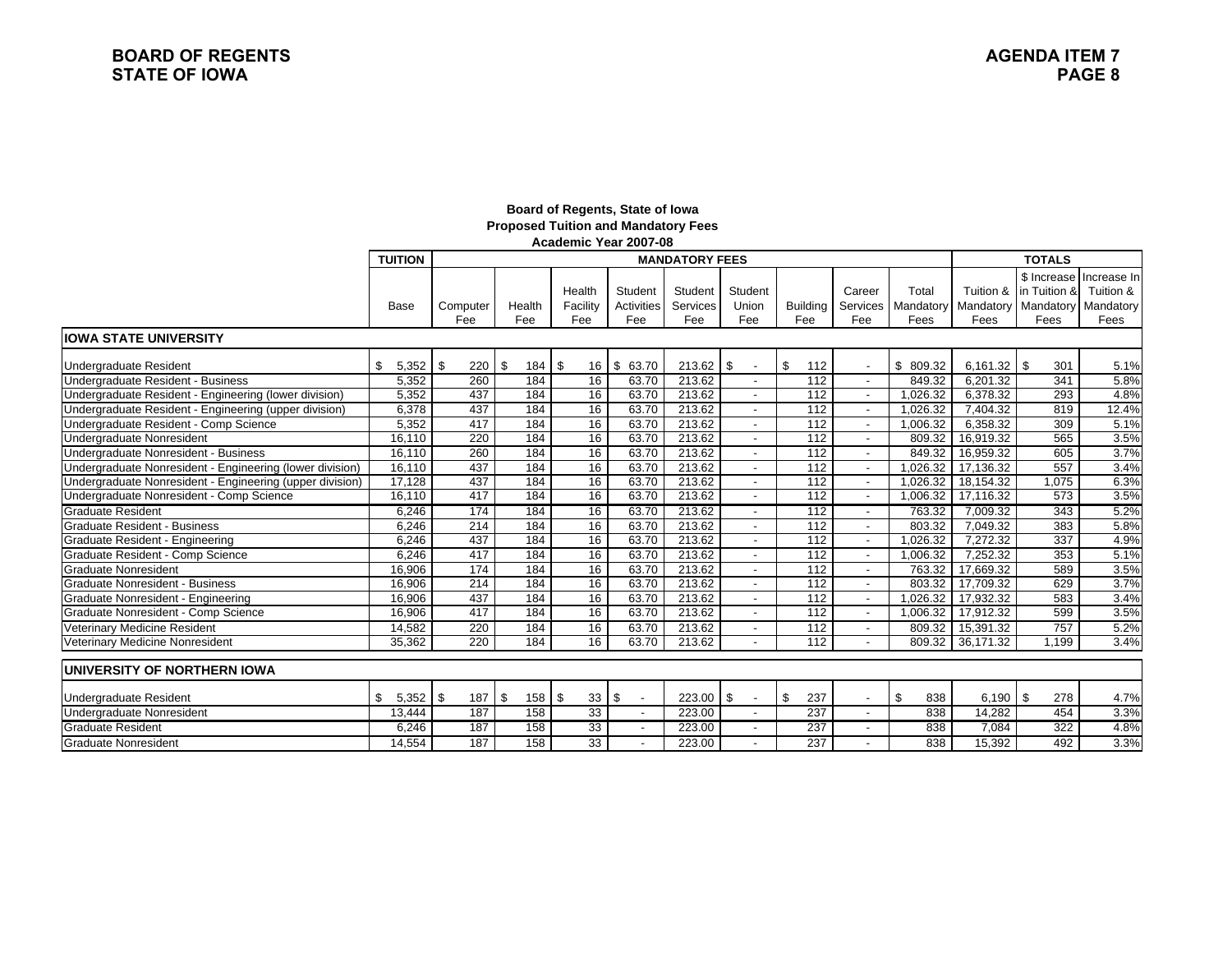**Board of Regents, State of Iowa**
**Proposed Tuition and Mandatory Fees**
**Academic Year 2007-08**

| | TUITION | MANDATORY FEES | | | | | | | | | TOTALS | | |
|---|---|---|---|---|---|---|---|---|---|---|---|---|---|
| | Base | Computer Fee | Health Fee | Health Facility Fee | Student Activities Fee | Student Services Fee | Student Union Fee | Building Fee | Career Services Fee | Total Mandatory Fees | Tuition & Mandatory Fees | $ Increase in Tuition & Mandatory Fees | Increase In Tuition & Mandatory Fees |
| **IOWA STATE UNIVERSITY** | | | | | | | | | | | | | |
| Undergraduate Resident | $ 5,352 | $ 220 | $ 184 | $ 16 | $ 63.70 | 213.62 | $ - | $ 112 | - | $ 809.32 | 6,161.32 | $ 301 | 5.1% |
| Undergraduate Resident - Business | 5,352 | 260 | 184 | 16 | 63.70 | 213.62 | - | 112 | - | 849.32 | 6,201.32 | 341 | 5.8% |
| Undergraduate Resident - Engineering (lower division) | 5,352 | 437 | 184 | 16 | 63.70 | 213.62 | - | 112 | - | 1,026.32 | 6,378.32 | 293 | 4.8% |
| Undergraduate Resident - Engineering (upper division) | 6,378 | 437 | 184 | 16 | 63.70 | 213.62 | - | 112 | - | 1,026.32 | 7,404.32 | 819 | 12.4% |
| Undergraduate Resident - Comp Science | 5,352 | 417 | 184 | 16 | 63.70 | 213.62 | - | 112 | - | 1,006.32 | 6,358.32 | 309 | 5.1% |
| Undergraduate Nonresident | 16,110 | 220 | 184 | 16 | 63.70 | 213.62 | - | 112 | - | 809.32 | 16,919.32 | 565 | 3.5% |
| Undergraduate Nonresident - Business | 16,110 | 260 | 184 | 16 | 63.70 | 213.62 | - | 112 | - | 849.32 | 16,959.32 | 605 | 3.7% |
| Undergraduate Nonresident - Engineering (lower division) | 16,110 | 437 | 184 | 16 | 63.70 | 213.62 | - | 112 | - | 1,026.32 | 17,136.32 | 557 | 3.4% |
| Undergraduate Nonresident - Engineering (upper division) | 17,128 | 437 | 184 | 16 | 63.70 | 213.62 | - | 112 | - | 1,026.32 | 18,154.32 | 1,075 | 6.3% |
| Undergraduate Nonresident - Comp Science | 16,110 | 417 | 184 | 16 | 63.70 | 213.62 | - | 112 | - | 1,006.32 | 17,116.32 | 573 | 3.5% |
| Graduate Resident | 6,246 | 174 | 184 | 16 | 63.70 | 213.62 | - | 112 | - | 763.32 | 7,009.32 | 343 | 5.2% |
| Graduate Resident - Business | 6,246 | 214 | 184 | 16 | 63.70 | 213.62 | - | 112 | - | 803.32 | 7,049.32 | 383 | 5.8% |
| Graduate Resident - Engineering | 6,246 | 437 | 184 | 16 | 63.70 | 213.62 | - | 112 | - | 1,026.32 | 7,272.32 | 337 | 4.9% |
| Graduate Resident - Comp Science | 6,246 | 417 | 184 | 16 | 63.70 | 213.62 | - | 112 | - | 1,006.32 | 7,252.32 | 353 | 5.1% |
| Graduate Nonresident | 16,906 | 174 | 184 | 16 | 63.70 | 213.62 | - | 112 | - | 763.32 | 17,669.32 | 589 | 3.5% |
| Graduate Nonresident - Business | 16,906 | 214 | 184 | 16 | 63.70 | 213.62 | - | 112 | - | 803.32 | 17,709.32 | 629 | 3.7% |
| Graduate Nonresident - Engineering | 16,906 | 437 | 184 | 16 | 63.70 | 213.62 | - | 112 | - | 1,026.32 | 17,932.32 | 583 | 3.4% |
| Graduate Nonresident - Comp Science | 16,906 | 417 | 184 | 16 | 63.70 | 213.62 | - | 112 | - | 1,006.32 | 17,912.32 | 599 | 3.5% |
| Veterinary Medicine Resident | 14,582 | 220 | 184 | 16 | 63.70 | 213.62 | - | 112 | - | 809.32 | 15,391.32 | 757 | 5.2% |
| Veterinary Medicine Nonresident | 35,362 | 220 | 184 | 16 | 63.70 | 213.62 | - | 112 | - | 809.32 | 36,171.32 | 1,199 | 3.4% |
| **UNIVERSITY OF NORTHERN IOWA** | | | | | | | | | | | | | |
| Undergraduate Resident | $ 5,352 | $ 187 | $ 158 | $ 33 | $ - | 223.00 | $ - | $ 237 | - | $ 838 | 6,190 | $ 278 | 4.7% |
| Undergraduate Nonresident | 13,444 | 187 | 158 | 33 | - | 223.00 | - | 237 | - | 838 | 14,282 | 454 | 3.3% |
| Graduate Resident | 6,246 | 187 | 158 | 33 | - | 223.00 | - | 237 | - | 838 | 7,084 | 322 | 4.8% |
| Graduate Nonresident | 14,554 | 187 | 158 | 33 | - | 223.00 | - | 237 | - | 838 | 15,392 | 492 | 3.3% |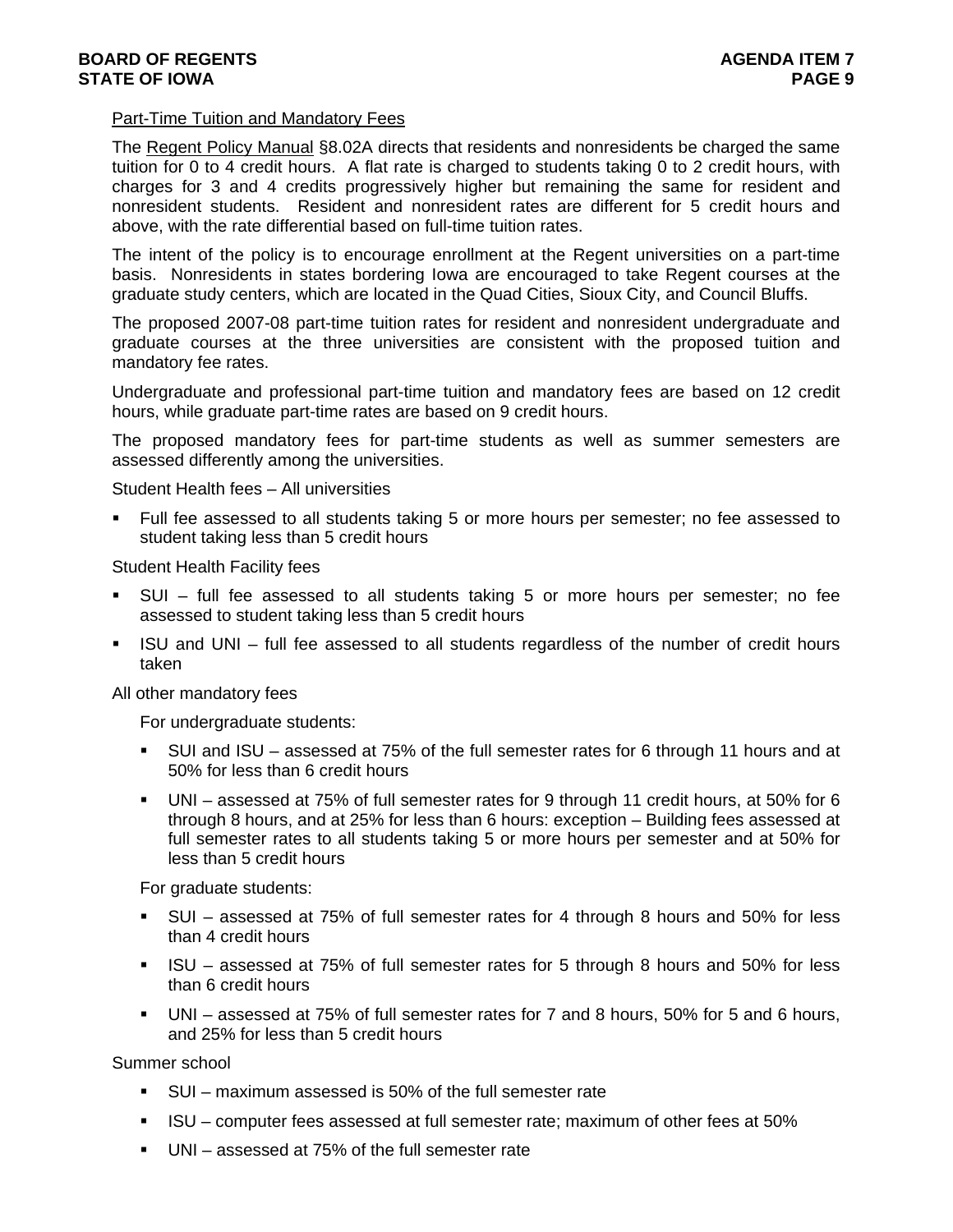## Part-Time Tuition and Mandatory Fees

The Regent Policy Manual §8.02A directs that residents and nonresidents be charged the same tuition for 0 to 4 credit hours. A flat rate is charged to students taking 0 to 2 credit hours, with charges for 3 and 4 credits progressively higher but remaining the same for resident and nonresident students. Resident and nonresident rates are different for 5 credit hours and above, with the rate differential based on full-time tuition rates.

The intent of the policy is to encourage enrollment at the Regent universities on a part-time basis. Nonresidents in states bordering Iowa are encouraged to take Regent courses at the graduate study centers, which are located in the Quad Cities, Sioux City, and Council Bluffs.

The proposed 2007-08 part-time tuition rates for resident and nonresident undergraduate and graduate courses at the three universities are consistent with the proposed tuition and mandatory fee rates.

Undergraduate and professional part-time tuition and mandatory fees are based on 12 credit hours, while graduate part-time rates are based on 9 credit hours.

The proposed mandatory fees for part-time students as well as summer semesters are assessed differently among the universities.

Student Health fees – All universities

- Full fee assessed to all students taking 5 or more hours per semester; no fee assessed to student taking less than 5 credit hours

Student Health Facility fees

- SUI – full fee assessed to all students taking 5 or more hours per semester; no fee assessed to student taking less than 5 credit hours
- ISU and UNI – full fee assessed to all students regardless of the number of credit hours taken

All other mandatory fees

For undergraduate students:

- SUI and ISU – assessed at 75% of the full semester rates for 6 through 11 hours and at 50% for less than 6 credit hours
- UNI – assessed at 75% of full semester rates for 9 through 11 credit hours, at 50% for 6 through 8 hours, and at 25% for less than 6 hours: exception – Building fees assessed at full semester rates to all students taking 5 or more hours per semester and at 50% for less than 5 credit hours

For graduate students:

- SUI – assessed at 75% of full semester rates for 4 through 8 hours and 50% for less than 4 credit hours
- ISU – assessed at 75% of full semester rates for 5 through 8 hours and 50% for less than 6 credit hours
- UNI – assessed at 75% of full semester rates for 7 and 8 hours, 50% for 5 and 6 hours, and 25% for less than 5 credit hours

Summer school

- SUI – maximum assessed is 50% of the full semester rate
- ISU – computer fees assessed at full semester rate; maximum of other fees at 50%
- UNI – assessed at 75% of the full semester rate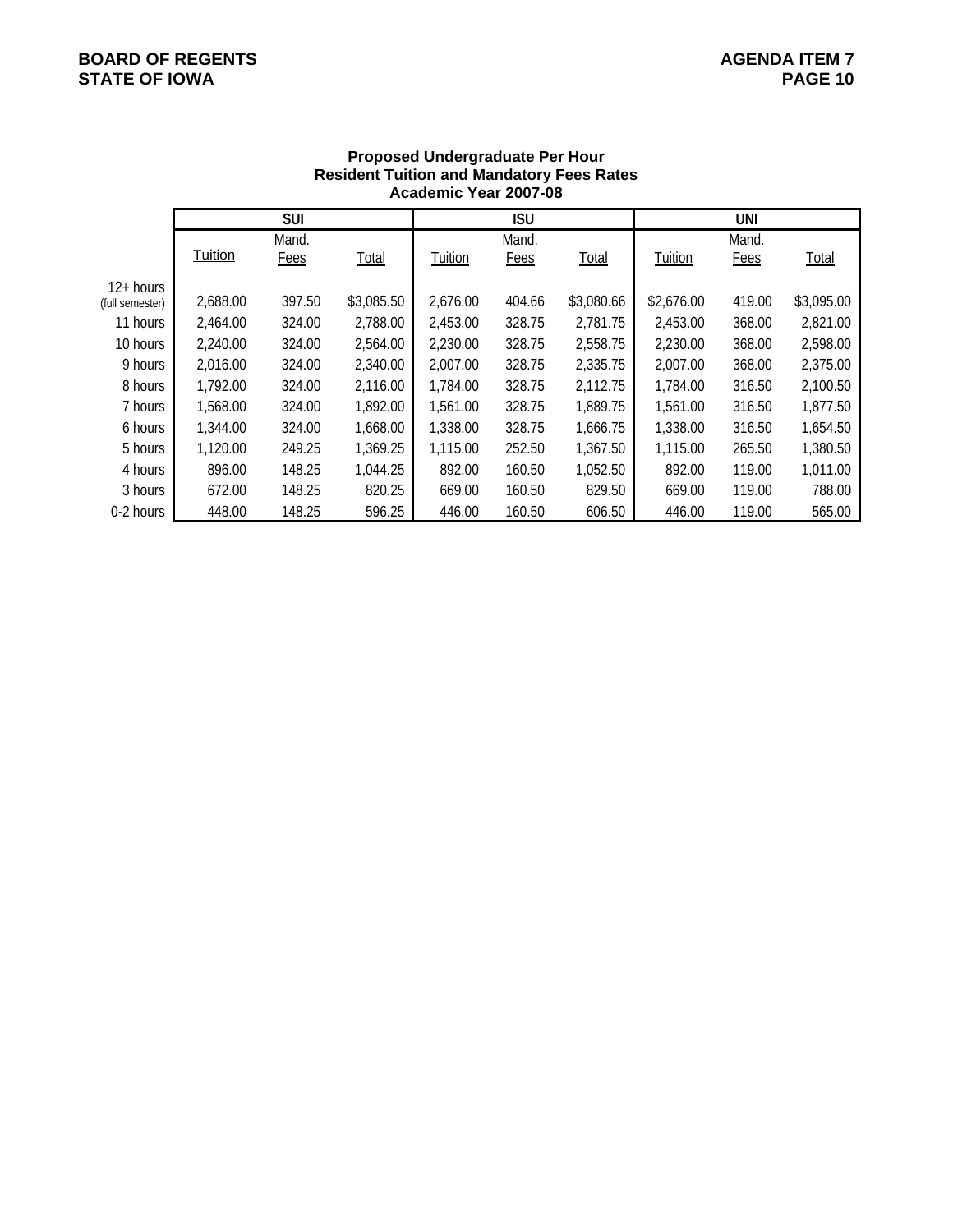**Proposed Undergraduate Per Hour**
**Resident Tuition and Mandatory Fees Rates**
**Academic Year 2007-08**

| | SUI | | | ISU | | | UNI | | |
|---|---|---|---|---|---|---|---|---|---|
| | Tuition | Mand. Fees | Total | Tuition | Mand. Fees | Total | Tuition | Mand. Fees | Total |
| 12+ hours (full semester) | 2,688.00 | 397.50 | $3,085.50 | 2,676.00 | 404.66 | $3,080.66 | $2,676.00 | 419.00 | $3,095.00 |
| 11 hours | 2,464.00 | 324.00 | 2,788.00 | 2,453.00 | 328.75 | 2,781.75 | 2,453.00 | 368.00 | 2,821.00 |
| 10 hours | 2,240.00 | 324.00 | 2,564.00 | 2,230.00 | 328.75 | 2,558.75 | 2,230.00 | 368.00 | 2,598.00 |
| 9 hours | 2,016.00 | 324.00 | 2,340.00 | 2,007.00 | 328.75 | 2,335.75 | 2,007.00 | 368.00 | 2,375.00 |
| 8 hours | 1,792.00 | 324.00 | 2,116.00 | 1,784.00 | 328.75 | 2,112.75 | 1,784.00 | 316.50 | 2,100.50 |
| 7 hours | 1,568.00 | 324.00 | 1,892.00 | 1,561.00 | 328.75 | 1,889.75 | 1,561.00 | 316.50 | 1,877.50 |
| 6 hours | 1,344.00 | 324.00 | 1,668.00 | 1,338.00 | 328.75 | 1,666.75 | 1,338.00 | 316.50 | 1,654.50 |
| 5 hours | 1,120.00 | 249.25 | 1,369.25 | 1,115.00 | 252.50 | 1,367.50 | 1,115.00 | 265.50 | 1,380.50 |
| 4 hours | 896.00 | 148.25 | 1,044.25 | 892.00 | 160.50 | 1,052.50 | 892.00 | 119.00 | 1,011.00 |
| 3 hours | 672.00 | 148.25 | 820.25 | 669.00 | 160.50 | 829.50 | 669.00 | 119.00 | 788.00 |
| 0-2 hours | 448.00 | 148.25 | 596.25 | 446.00 | 160.50 | 606.50 | 446.00 | 119.00 | 565.00 |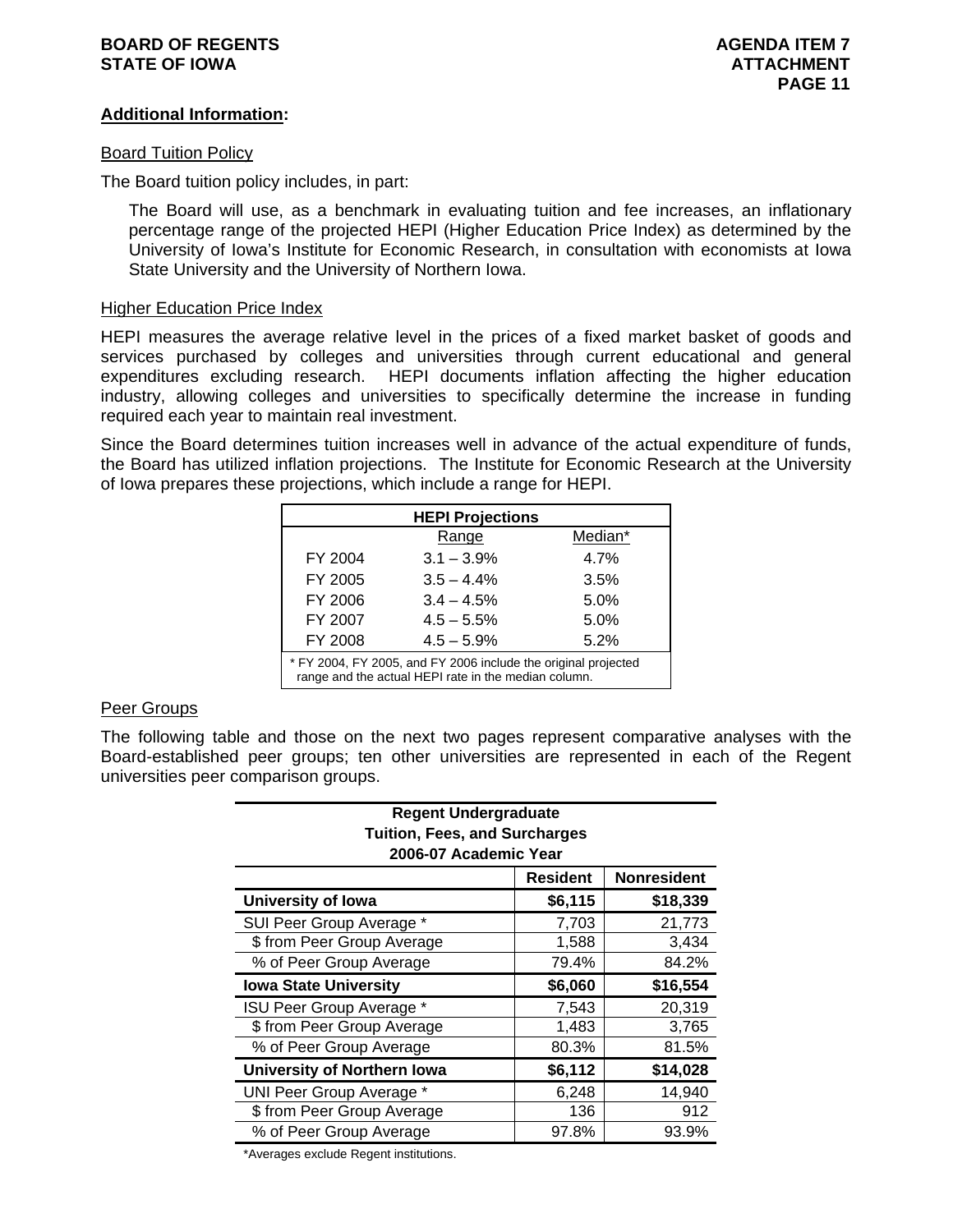**Additional Information:**

Board Tuition Policy

The Board tuition policy includes, in part:

> The Board will use, as a benchmark in evaluating tuition and fee increases, an inflationary percentage range of the projected HEPI (Higher Education Price Index) as determined by the University of Iowa's Institute for Economic Research, in consultation with economists at Iowa State University and the University of Northern Iowa.

Higher Education Price Index

HEPI measures the average relative level in the prices of a fixed market basket of goods and services purchased by colleges and universities through current educational and general expenditures excluding research. HEPI documents inflation affecting the higher education industry, allowing colleges and universities to specifically determine the increase in funding required each year to maintain real investment.

Since the Board determines tuition increases well in advance of the actual expenditure of funds, the Board has utilized inflation projections. The Institute for Economic Research at the University of Iowa prepares these projections, which include a range for HEPI.

| HEPI Projections | | |
|---|---|---|
| | Range | Median* |
| FY 2004 | 3.1 – 3.9% | 4.7% |
| FY 2005 | 3.5 – 4.4% | 3.5% |
| FY 2006 | 3.4 – 4.5% | 5.0% |
| FY 2007 | 4.5 – 5.5% | 5.0% |
| FY 2008 | 4.5 – 5.9% | 5.2% |

* FY 2004, FY 2005, and FY 2006 include the original projected range and the actual HEPI rate in the median column.

Peer Groups

The following table and those on the next two pages represent comparative analyses with the Board-established peer groups; ten other universities are represented in each of the Regent universities peer comparison groups.

**Regent Undergraduate Tuition, Fees, and Surcharges 2006-07 Academic Year**

| | Resident | Nonresident |
|---|---|---|
| **University of Iowa** | **$6,115** | **$18,339** |
| SUI Peer Group Average * | 7,703 | 21,773 |
| $ from Peer Group Average | 1,588 | 3,434 |
| % of Peer Group Average | 79.4% | 84.2% |
| **Iowa State University** | **$6,060** | **$16,554** |
| ISU Peer Group Average * | 7,543 | 20,319 |
| $ from Peer Group Average | 1,483 | 3,765 |
| % of Peer Group Average | 80.3% | 81.5% |
| **University of Northern Iowa** | **$6,112** | **$14,028** |
| UNI Peer Group Average * | 6,248 | 14,940 |
| $ from Peer Group Average | 136 | 912 |
| % of Peer Group Average | 97.8% | 93.9% |

*Averages exclude Regent institutions.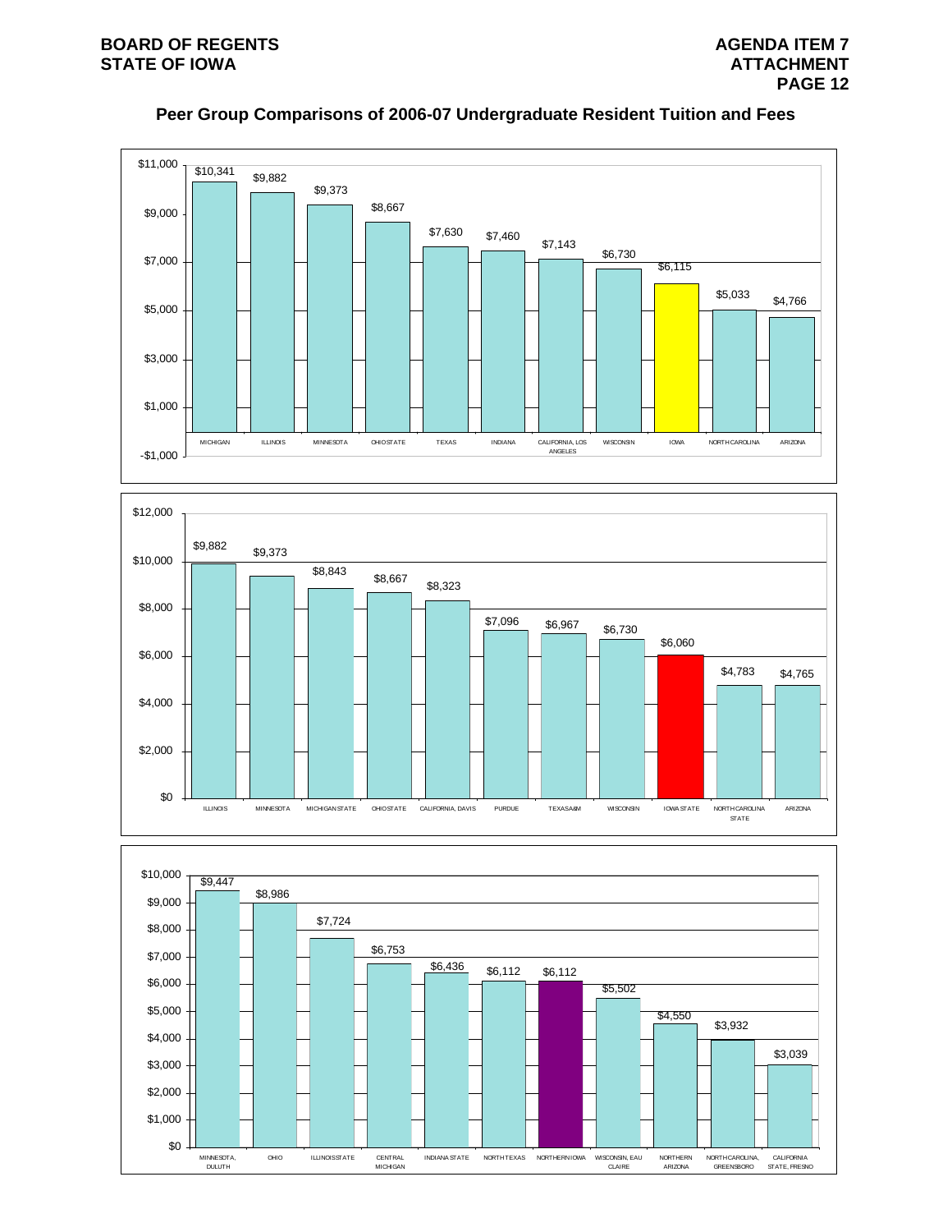## Peer Group Comparisons of 2006-07 Undergraduate Resident Tuition and Fees

| Institution | Tuition and Fees |
|---|---|
| MICHIGAN | $10,341 |
| ILLINOIS | $9,882 |
| MINNESOTA | $9,373 |
| OHIO STATE | $8,667 |
| TEXAS | $7,630 |
| INDIANA | $7,460 |
| CALIFORNIA, LOS ANGELES | $7,143 |
| WISCONSIN | $6,730 |
| IOWA | $6,115 |
| NORTH CAROLINA | $5,033 |
| ARIZONA | $4,766 |

| Institution | Tuition and Fees |
|---|---|
| ILLINOIS | $9,882 |
| MINNESOTA | $9,373 |
| MICHIGAN STATE | $8,843 |
| OHIO STATE | $8,667 |
| CALIFORNIA, DAVIS | $8,323 |
| PURDUE | $7,096 |
| TEXAS A&M | $6,967 |
| WISCONSIN | $6,730 |
| IOWA STATE | $6,060 |
| NORTH CAROLINA STATE | $4,783 |
| ARIZONA | $4,765 |

| Institution | Tuition and Fees |
|---|---|
| MINNESOTA, DULUTH | $9,447 |
| OHIO | $8,986 |
| ILLINOIS STATE | $7,724 |
| CENTRAL MICHIGAN | $6,753 |
| INDIANA STATE | $6,436 |
| NORTH TEXAS | $6,112 |
| NORTHERN IOWA | $6,112 |
| WISCONSIN, EAU CLAIRE | $5,502 |
| NORTHERN ARIZONA | $4,550 |
| NORTH CAROLINA, GREENSBORO | $3,932 |
| CALIFORNIA STATE, FRESNO | $3,039 |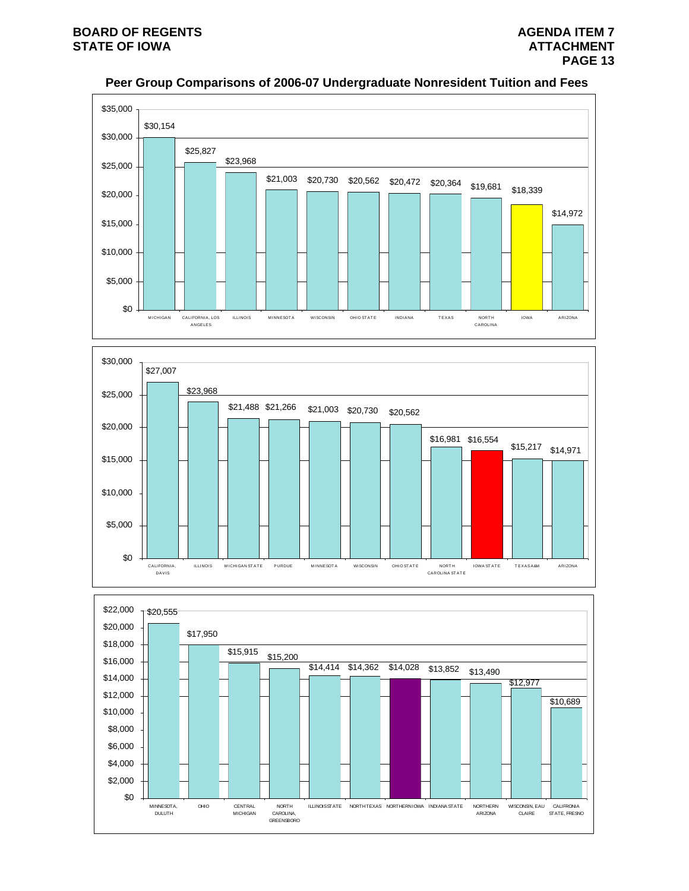# Peer Group Comparisons of 2006-07 Undergraduate Nonresident Tuition and Fees

| Institution | Tuition and Fees |
| --- | --- |
| MICHIGAN | $30,154 |
| CALIFORNIA, LOS ANGELES | $25,827 |
| ILLINOIS | $23,968 |
| MINNESOTA | $21,003 |
| WISCONSIN | $20,730 |
| OHIO STATE | $20,562 |
| INDIANA | $20,472 |
| TEXAS | $20,364 |
| NORTH CAROLINA | $19,681 |
| IOWA | $18,339 |
| ARIZONA | $14,972 |

| Institution | Tuition and Fees |
| --- | --- |
| CALIFORNIA, DAVIS | $27,007 |
| ILLINOIS | $23,968 |
| MICHIGAN STATE | $21,488 |
| PURDUE | $21,266 |
| MINNESOTA | $21,003 |
| WISCONSIN | $20,730 |
| OHIO STATE | $20,562 |
| NORTH CAROLINA STATE | $16,981 |
| IOWA STATE | $16,554 |
| TEXAS A&M | $15,217 |
| ARIZONA | $14,971 |

| Institution | Tuition and Fees |
| --- | --- |
| MINNESOTA, DULUTH | $20,555 |
| OHIO | $17,950 |
| CENTRAL MICHIGAN | $15,915 |
| NORTH CAROLINA, GREENSBORO | $15,200 |
| ILLINOIS STATE | $14,414 |
| NORTH TEXAS | $14,362 |
| NORTHERN IOWA | $14,028 |
| INDIANA STATE | $13,852 |
| NORTHERN ARIZONA | $13,490 |
| WISCONSIN, EAU CLAIRE | $12,977 |
| CALIFRONIA STATE, FRESNO | $10,689 |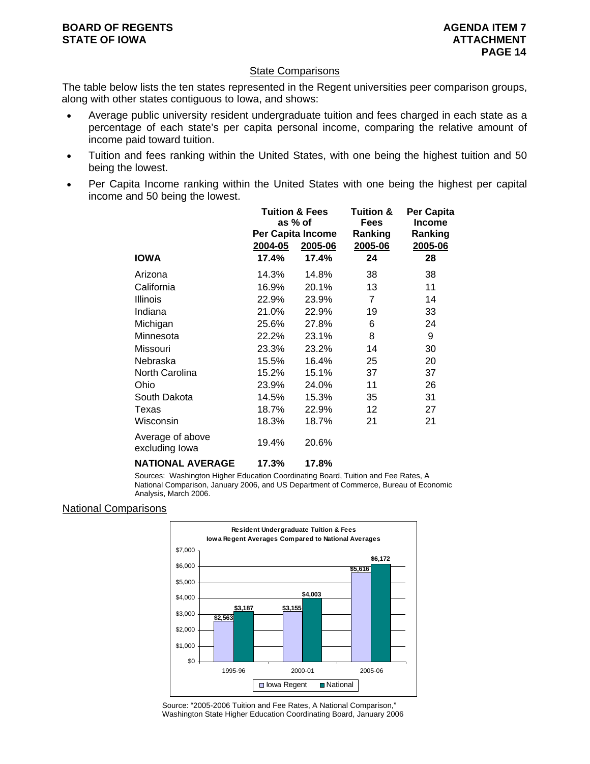## State Comparisons

The table below lists the ten states represented in the Regent universities peer comparison groups, along with other states contiguous to Iowa, and shows:

- Average public university resident undergraduate tuition and fees charged in each state as a percentage of each state's per capita personal income, comparing the relative amount of income paid toward tuition.
- Tuition and fees ranking within the United States, with one being the highest tuition and 50 being the lowest.
- Per Capita Income ranking within the United States with one being the highest per capital income and 50 being the lowest.

| | Tuition & Fees as % of Per Capita Income | | Tuition & Fees Ranking | Per Capita Income Ranking |
|---|---|---|---|---|
| | 2004-05 | 2005-06 | 2005-06 | 2005-06 |
| **IOWA** | **17.4%** | **17.4%** | **24** | **28** |
| Arizona | 14.3% | 14.8% | 38 | 38 |
| California | 16.9% | 20.1% | 13 | 11 |
| Illinois | 22.9% | 23.9% | 7 | 14 |
| Indiana | 21.0% | 22.9% | 19 | 33 |
| Michigan | 25.6% | 27.8% | 6 | 24 |
| Minnesota | 22.2% | 23.1% | 8 | 9 |
| Missouri | 23.3% | 23.2% | 14 | 30 |
| Nebraska | 15.5% | 16.4% | 25 | 20 |
| North Carolina | 15.2% | 15.1% | 37 | 37 |
| Ohio | 23.9% | 24.0% | 11 | 26 |
| South Dakota | 14.5% | 15.3% | 35 | 31 |
| Texas | 18.7% | 22.9% | 12 | 27 |
| Wisconsin | 18.3% | 18.7% | 21 | 21 |
| Average of above excluding Iowa | 19.4% | 20.6% | | |
| **NATIONAL AVERAGE** | **17.3%** | **17.8%** | | |

Sources: Washington Higher Education Coordinating Board, Tuition and Fee Rates, A National Comparison, January 2006, and US Department of Commerce, Bureau of Economic Analysis, March 2006.

## National Comparisons

**Resident Undergraduate Tuition & Fees**
**Iowa Regent Averages Compared to National Averages**

$7,000
$6,000
$5,000
$4,000
$3,000
$2,000
$1,000
$0

$2,563
$3,187
$3,155
$4,003
$5,616
$6,172

1995-96
2000-01
2005-06

Iowa Regent
National

Source: "2005-2006 Tuition and Fee Rates, A National Comparison," Washington State Higher Education Coordinating Board, January 2006